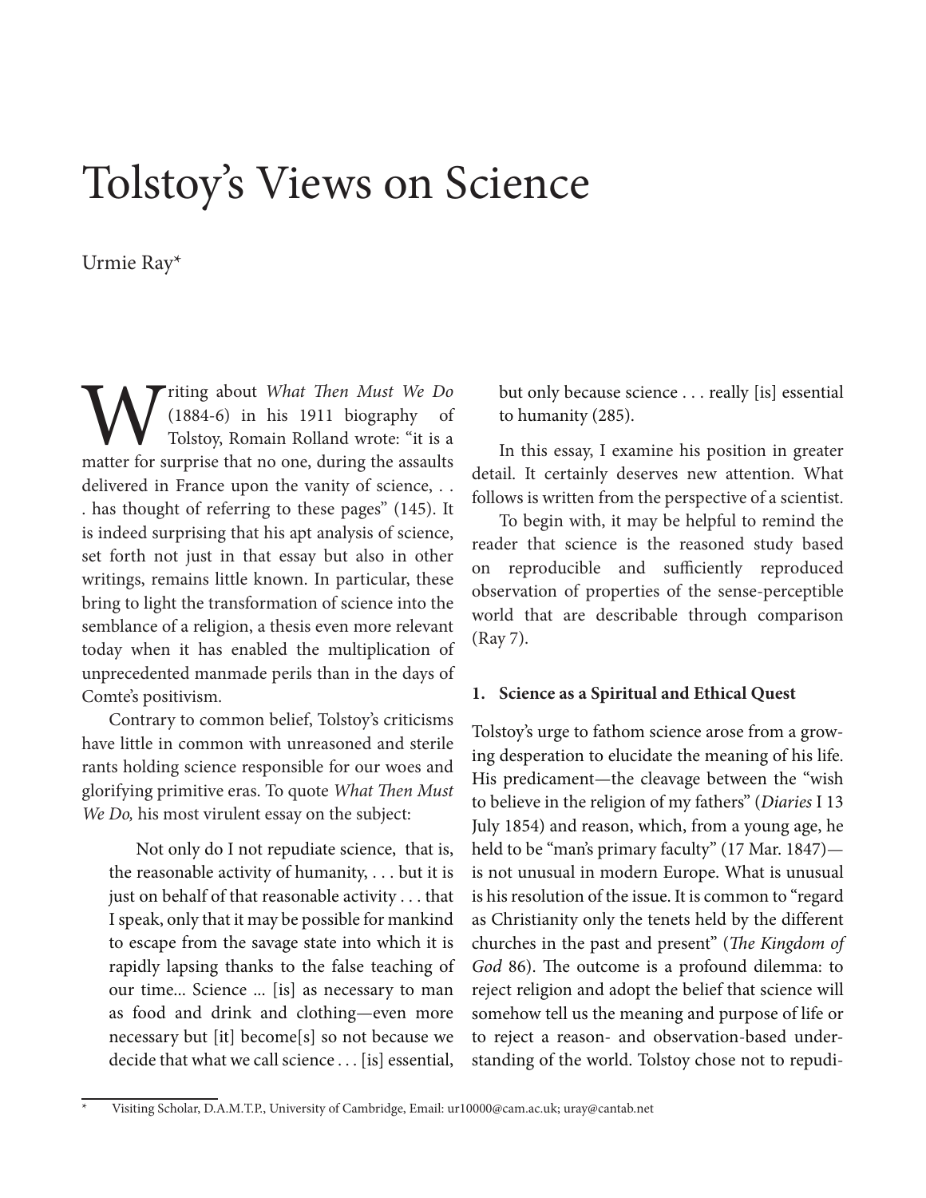# Tolstoy's Views on Science

Urmie Ray*

Writing about *What Then Must We Do* (1884-6) in his 1911 biography of Tolstoy, Romain Rolland wrote: "it is a matter for surprise that no one, during the assaults delivered in France upon the vanity of science, . . . has thought of referring to these pages" (145). It is indeed surprising that his apt analysis of science, set forth not just in that essay but also in other writings, remains little known. In particular, these bring to light the transformation of science into the semblance of a religion, a thesis even more relevant today when it has enabled the multiplication of unprecedented manmade perils than in the days of Comte's positivism.

Contrary to common belief, Tolstoy's criticisms have little in common with unreasoned and sterile rants holding science responsible for our woes and glorifying primitive eras. To quote *What Then Must We Do,* his most virulent essay on the subject:

> Not only do I not repudiate science, that is, the reasonable activity of humanity, . . . but it is just on behalf of that reasonable activity . . . that I speak, only that it may be possible for mankind to escape from the savage state into which it is rapidly lapsing thanks to the false teaching of our time... Science ... [is] as necessary to man as food and drink and clothing—even more necessary but [it] become[s] so not because we decide that what we call science . . . [is] essential, but only because science . . . really [is] essential to humanity (285).

In this essay, I examine his position in greater detail. It certainly deserves new attention. What follows is written from the perspective of a scientist.

To begin with, it may be helpful to remind the reader that science is the reasoned study based on reproducible and sufficiently reproduced observation of properties of the sense-perceptible world that are describable through comparison (Ray 7).

## 1. Science as a Spiritual and Ethical Quest

Tolstoy's urge to fathom science arose from a growing desperation to elucidate the meaning of his life. His predicament—the cleavage between the "wish to believe in the religion of my fathers" (*Diaries* I 13 July 1854) and reason, which, from a young age, he held to be "man's primary faculty" (17 Mar. 1847)—is not unusual in modern Europe. What is unusual is his resolution of the issue. It is common to "regard as Christianity only the tenets held by the different churches in the past and present" (*The Kingdom of God* 86). The outcome is a profound dilemma: to reject religion and adopt the belief that science will somehow tell us the meaning and purpose of life or to reject a reason- and observation-based understanding of the world. Tolstoy chose not to repudi-

---

* Visiting Scholar, D.A.M.T.P., University of Cambridge, Email: ur10000@cam.ac.uk; uray@cantab.net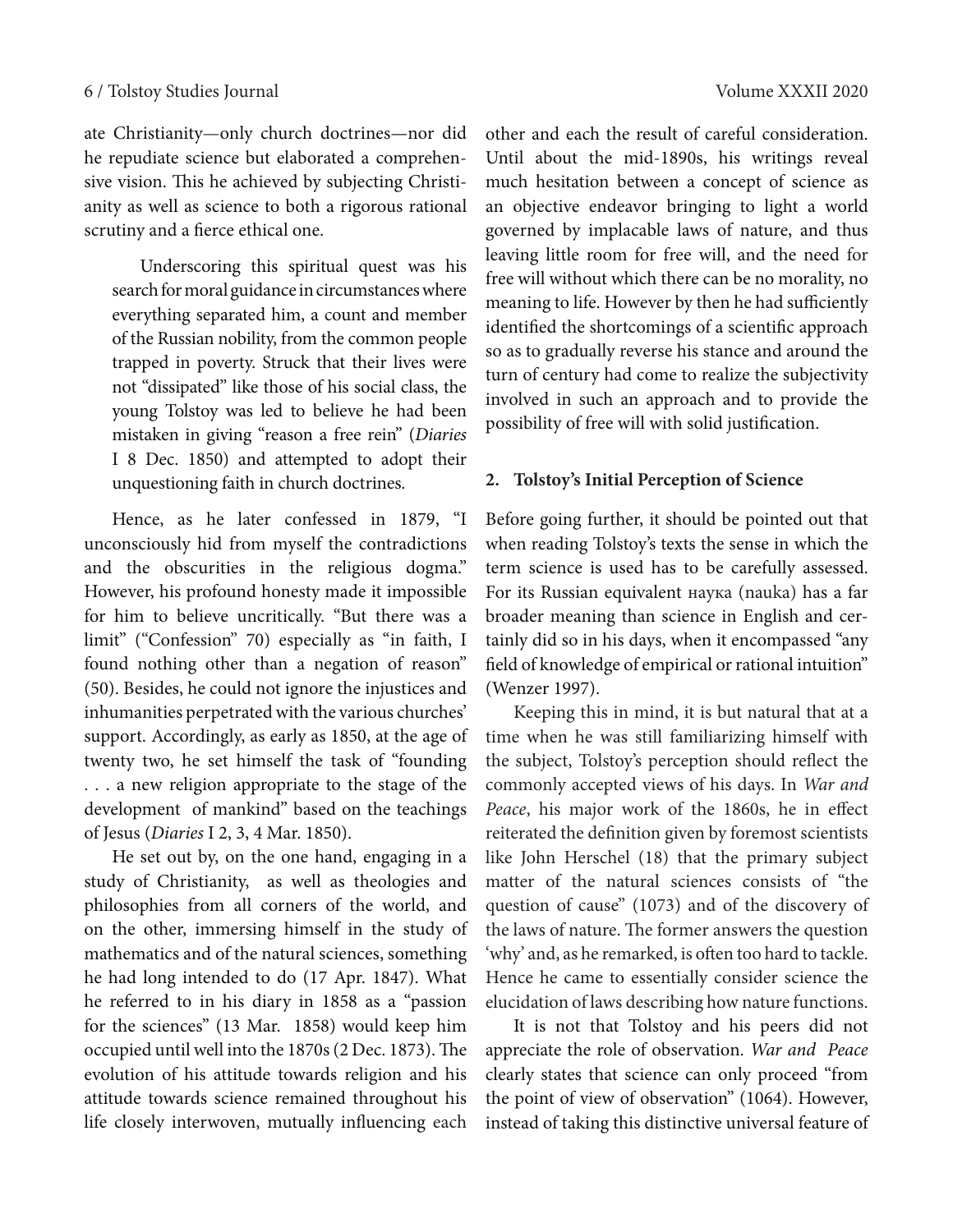ate Christianity—only church doctrines—nor did he repudiate science but elaborated a comprehensive vision. This he achieved by subjecting Christianity as well as science to both a rigorous rational scrutiny and a fierce ethical one.

Underscoring this spiritual quest was his search for moral guidance in circumstances where everything separated him, a count and member of the Russian nobility, from the common people trapped in poverty. Struck that their lives were not "dissipated" like those of his social class, the young Tolstoy was led to believe he had been mistaken in giving "reason a free rein" (*Diaries* I 8 Dec. 1850) and attempted to adopt their unquestioning faith in church doctrines.

Hence, as he later confessed in 1879, "I unconsciously hid from myself the contradictions and the obscurities in the religious dogma." However, his profound honesty made it impossible for him to believe uncritically. "But there was a limit" ("Confession" 70) especially as "in faith, I found nothing other than a negation of reason" (50). Besides, he could not ignore the injustices and inhumanities perpetrated with the various churches' support. Accordingly, as early as 1850, at the age of twenty two, he set himself the task of "founding . . . a new religion appropriate to the stage of the development of mankind" based on the teachings of Jesus (*Diaries* I 2, 3, 4 Mar. 1850).

He set out by, on the one hand, engaging in a study of Christianity, as well as theologies and philosophies from all corners of the world, and on the other, immersing himself in the study of mathematics and of the natural sciences, something he had long intended to do (17 Apr. 1847). What he referred to in his diary in 1858 as a "passion for the sciences" (13 Mar. 1858) would keep him occupied until well into the 1870s (2 Dec. 1873). The evolution of his attitude towards religion and his attitude towards science remained throughout his life closely interwoven, mutually influencing each other and each the result of careful consideration. Until about the mid-1890s, his writings reveal much hesitation between a concept of science as an objective endeavor bringing to light a world governed by implacable laws of nature, and thus leaving little room for free will, and the need for free will without which there can be no morality, no meaning to life. However by then he had sufficiently identified the shortcomings of a scientific approach so as to gradually reverse his stance and around the turn of century had come to realize the subjectivity involved in such an approach and to provide the possibility of free will with solid justification.

## 2. Tolstoy's Initial Perception of Science

Before going further, it should be pointed out that when reading Tolstoy's texts the sense in which the term science is used has to be carefully assessed. For its Russian equivalent наука (nauka) has a far broader meaning than science in English and certainly did so in his days, when it encompassed "any field of knowledge of empirical or rational intuition" (Wenzer 1997).

Keeping this in mind, it is but natural that at a time when he was still familiarizing himself with the subject, Tolstoy's perception should reflect the commonly accepted views of his days. In *War and Peace*, his major work of the 1860s, he in effect reiterated the definition given by foremost scientists like John Herschel (18) that the primary subject matter of the natural sciences consists of "the question of cause" (1073) and of the discovery of the laws of nature. The former answers the question 'why' and, as he remarked, is often too hard to tackle. Hence he came to essentially consider science the elucidation of laws describing how nature functions.

It is not that Tolstoy and his peers did not appreciate the role of observation. *War and Peace* clearly states that science can only proceed "from the point of view of observation" (1064). However, instead of taking this distinctive universal feature of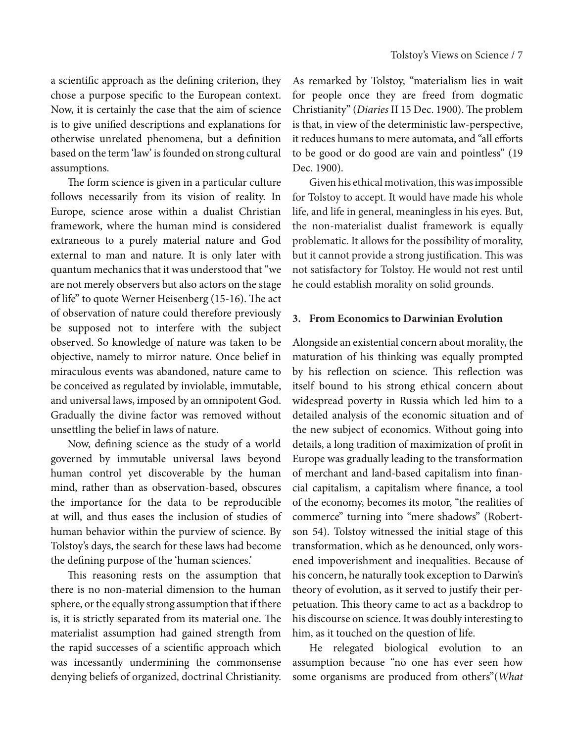a scientific approach as the defining criterion, they chose a purpose specific to the European context. Now, it is certainly the case that the aim of science is to give unified descriptions and explanations for otherwise unrelated phenomena, but a definition based on the term 'law' is founded on strong cultural assumptions.

The form science is given in a particular culture follows necessarily from its vision of reality. In Europe, science arose within a dualist Christian framework, where the human mind is considered extraneous to a purely material nature and God external to man and nature. It is only later with quantum mechanics that it was understood that "we are not merely observers but also actors on the stage of life" to quote Werner Heisenberg (15-16). The act of observation of nature could therefore previously be supposed not to interfere with the subject observed. So knowledge of nature was taken to be objective, namely to mirror nature. Once belief in miraculous events was abandoned, nature came to be conceived as regulated by inviolable, immutable, and universal laws, imposed by an omnipotent God. Gradually the divine factor was removed without unsettling the belief in laws of nature.

Now, defining science as the study of a world governed by immutable universal laws beyond human control yet discoverable by the human mind, rather than as observation-based, obscures the importance for the data to be reproducible at will, and thus eases the inclusion of studies of human behavior within the purview of science. By Tolstoy's days, the search for these laws had become the defining purpose of the 'human sciences.'

This reasoning rests on the assumption that there is no non-material dimension to the human sphere, or the equally strong assumption that if there is, it is strictly separated from its material one. The materialist assumption had gained strength from the rapid successes of a scientific approach which was incessantly undermining the commonsense denying beliefs of organized, doctrinal Christianity. As remarked by Tolstoy, "materialism lies in wait for people once they are freed from dogmatic Christianity" (*Diaries* II 15 Dec. 1900). The problem is that, in view of the deterministic law-perspective, it reduces humans to mere automata, and "all efforts to be good or do good are vain and pointless" (19 Dec. 1900).

Given his ethical motivation, this was impossible for Tolstoy to accept. It would have made his whole life, and life in general, meaningless in his eyes. But, the non-materialist dualist framework is equally problematic. It allows for the possibility of morality, but it cannot provide a strong justification. This was not satisfactory for Tolstoy. He would not rest until he could establish morality on solid grounds.

## 3. From Economics to Darwinian Evolution

Alongside an existential concern about morality, the maturation of his thinking was equally prompted by his reflection on science. This reflection was itself bound to his strong ethical concern about widespread poverty in Russia which led him to a detailed analysis of the economic situation and of the new subject of economics. Without going into details, a long tradition of maximization of profit in Europe was gradually leading to the transformation of merchant and land-based capitalism into financial capitalism, a capitalism where finance, a tool of the economy, becomes its motor, "the realities of commerce" turning into "mere shadows" (Robertson 54). Tolstoy witnessed the initial stage of this transformation, which as he denounced, only worsened impoverishment and inequalities. Because of his concern, he naturally took exception to Darwin's theory of evolution, as it served to justify their perpetuation. This theory came to act as a backdrop to his discourse on science. It was doubly interesting to him, as it touched on the question of life.

He relegated biological evolution to an assumption because "no one has ever seen how some organisms are produced from others"(*What*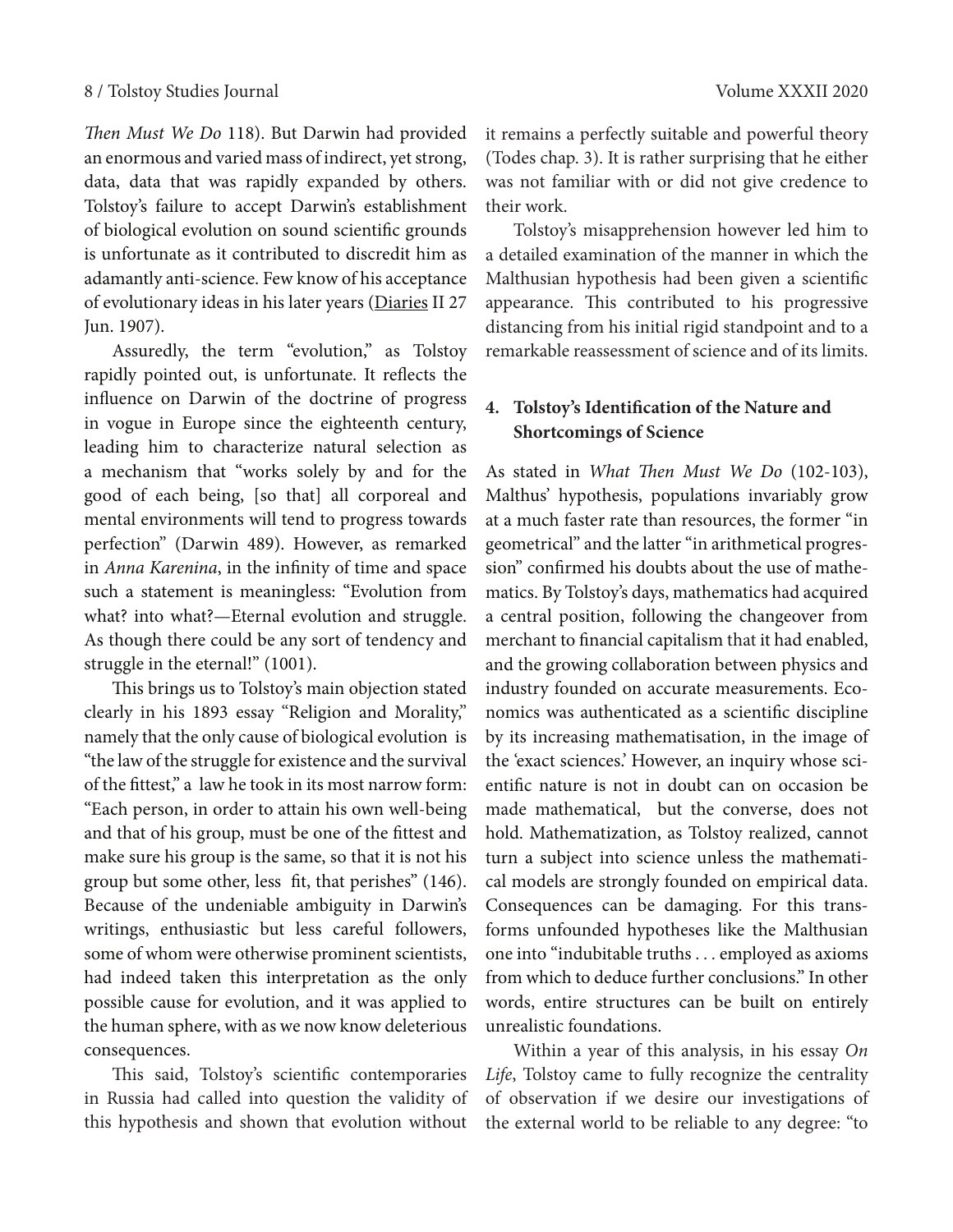*Then Must We Do* 118). But Darwin had provided an enormous and varied mass of indirect, yet strong, data, data that was rapidly expanded by others. Tolstoy's failure to accept Darwin's establishment of biological evolution on sound scientific grounds is unfortunate as it contributed to discredit him as adamantly anti-science. Few know of his acceptance of evolutionary ideas in his later years (Diaries II 27 Jun. 1907).

Assuredly, the term "evolution," as Tolstoy rapidly pointed out, is unfortunate. It reflects the influence on Darwin of the doctrine of progress in vogue in Europe since the eighteenth century, leading him to characterize natural selection as a mechanism that "works solely by and for the good of each being, [so that] all corporeal and mental environments will tend to progress towards perfection" (Darwin 489). However, as remarked in *Anna Karenina*, in the infinity of time and space such a statement is meaningless: "Evolution from what? into what?—Eternal evolution and struggle. As though there could be any sort of tendency and struggle in the eternal!" (1001).

This brings us to Tolstoy's main objection stated clearly in his 1893 essay "Religion and Morality," namely that the only cause of biological evolution is "the law of the struggle for existence and the survival of the fittest," a law he took in its most narrow form: "Each person, in order to attain his own well-being and that of his group, must be one of the fittest and make sure his group is the same, so that it is not his group but some other, less fit, that perishes" (146). Because of the undeniable ambiguity in Darwin's writings, enthusiastic but less careful followers, some of whom were otherwise prominent scientists, had indeed taken this interpretation as the only possible cause for evolution, and it was applied to the human sphere, with as we now know deleterious consequences.

This said, Tolstoy's scientific contemporaries in Russia had called into question the validity of this hypothesis and shown that evolution without it remains a perfectly suitable and powerful theory (Todes chap. 3). It is rather surprising that he either was not familiar with or did not give credence to their work.

Tolstoy's misapprehension however led him to a detailed examination of the manner in which the Malthusian hypothesis had been given a scientific appearance. This contributed to his progressive distancing from his initial rigid standpoint and to a remarkable reassessment of science and of its limits.

## 4. Tolstoy's Identification of the Nature and Shortcomings of Science

As stated in *What Then Must We Do* (102-103), Malthus' hypothesis, populations invariably grow at a much faster rate than resources, the former "in geometrical" and the latter "in arithmetical progression" confirmed his doubts about the use of mathematics. By Tolstoy's days, mathematics had acquired a central position, following the changeover from merchant to financial capitalism that it had enabled, and the growing collaboration between physics and industry founded on accurate measurements. Economics was authenticated as a scientific discipline by its increasing mathematisation, in the image of the 'exact sciences.' However, an inquiry whose scientific nature is not in doubt can on occasion be made mathematical, but the converse, does not hold. Mathematization, as Tolstoy realized, cannot turn a subject into science unless the mathematical models are strongly founded on empirical data. Consequences can be damaging. For this transforms unfounded hypotheses like the Malthusian one into "indubitable truths . . . employed as axioms from which to deduce further conclusions." In other words, entire structures can be built on entirely unrealistic foundations.

Within a year of this analysis, in his essay *On Life*, Tolstoy came to fully recognize the centrality of observation if we desire our investigations of the external world to be reliable to any degree: "to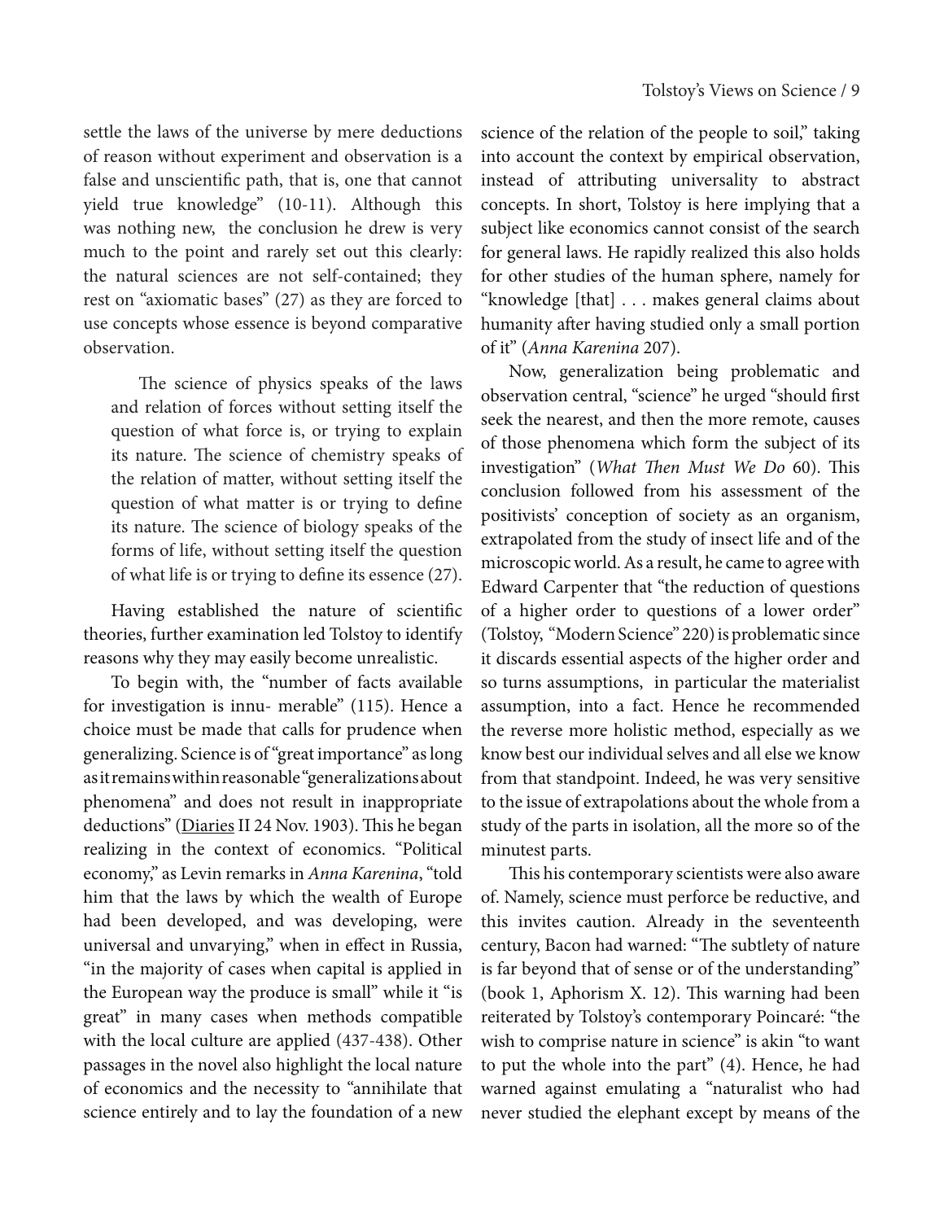settle the laws of the universe by mere deductions of reason without experiment and observation is a false and unscientific path, that is, one that cannot yield true knowledge" (10-11). Although this was nothing new, the conclusion he drew is very much to the point and rarely set out this clearly: the natural sciences are not self-contained; they rest on "axiomatic bases" (27) as they are forced to use concepts whose essence is beyond comparative observation.

> The science of physics speaks of the laws and relation of forces without setting itself the question of what force is, or trying to explain its nature. The science of chemistry speaks of the relation of matter, without setting itself the question of what matter is or trying to define its nature. The science of biology speaks of the forms of life, without setting itself the question of what life is or trying to define its essence (27).

Having established the nature of scientific theories, further examination led Tolstoy to identify reasons why they may easily become unrealistic.

To begin with, the "number of facts available for investigation is innu- merable" (115). Hence a choice must be made that calls for prudence when generalizing. Science is of "great importance" as long as it remains within reasonable "generalizations about phenomena" and does not result in inappropriate deductions" (Diaries II 24 Nov. 1903). This he began realizing in the context of economics. "Political economy," as Levin remarks in *Anna Karenina*, "told him that the laws by which the wealth of Europe had been developed, and was developing, were universal and unvarying," when in effect in Russia, "in the majority of cases when capital is applied in the European way the produce is small" while it "is great" in many cases when methods compatible with the local culture are applied (437-438). Other passages in the novel also highlight the local nature of economics and the necessity to "annihilate that science entirely and to lay the foundation of a new science of the relation of the people to soil," taking into account the context by empirical observation, instead of attributing universality to abstract concepts. In short, Tolstoy is here implying that a subject like economics cannot consist of the search for general laws. He rapidly realized this also holds for other studies of the human sphere, namely for "knowledge [that] . . . makes general claims about humanity after having studied only a small portion of it" (*Anna Karenina* 207).

Now, generalization being problematic and observation central, "science" he urged "should first seek the nearest, and then the more remote, causes of those phenomena which form the subject of its investigation" (*What Then Must We Do* 60). This conclusion followed from his assessment of the positivists' conception of society as an organism, extrapolated from the study of insect life and of the microscopic world. As a result, he came to agree with Edward Carpenter that "the reduction of questions of a higher order to questions of a lower order" (Tolstoy, "Modern Science" 220) is problematic since it discards essential aspects of the higher order and so turns assumptions, in particular the materialist assumption, into a fact. Hence he recommended the reverse more holistic method, especially as we know best our individual selves and all else we know from that standpoint. Indeed, he was very sensitive to the issue of extrapolations about the whole from a study of the parts in isolation, all the more so of the minutest parts.

This his contemporary scientists were also aware of. Namely, science must perforce be reductive, and this invites caution. Already in the seventeenth century, Bacon had warned: "The subtlety of nature is far beyond that of sense or of the understanding" (book 1, Aphorism X. 12). This warning had been reiterated by Tolstoy's contemporary Poincaré: "the wish to comprise nature in science" is akin "to want to put the whole into the part" (4). Hence, he had warned against emulating a "naturalist who had never studied the elephant except by means of the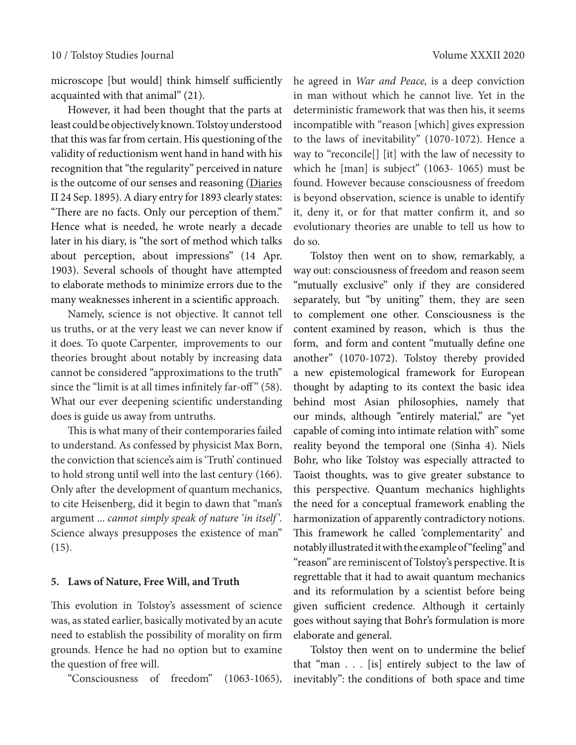microscope [but would] think himself sufficiently acquainted with that animal" (21).

However, it had been thought that the parts at least could be objectively known. Tolstoy understood that this was far from certain. His questioning of the validity of reductionism went hand in hand with his recognition that "the regularity" perceived in nature is the outcome of our senses and reasoning (Diaries II 24 Sep. 1895). A diary entry for 1893 clearly states: "There are no facts. Only our perception of them." Hence what is needed, he wrote nearly a decade later in his diary, is "the sort of method which talks about perception, about impressions" (14 Apr. 1903). Several schools of thought have attempted to elaborate methods to minimize errors due to the many weaknesses inherent in a scientific approach.

Namely, science is not objective. It cannot tell us truths, or at the very least we can never know if it does. To quote Carpenter, improvements to our theories brought about notably by increasing data cannot be considered "approximations to the truth" since the "limit is at all times infinitely far-off" (58). What our ever deepening scientific understanding does is guide us away from untruths.

This is what many of their contemporaries failed to understand. As confessed by physicist Max Born, the conviction that science's aim is 'Truth' continued to hold strong until well into the last century (166). Only after the development of quantum mechanics, to cite Heisenberg, did it begin to dawn that "man's argument ... *cannot simply speak of nature 'in itself'*. Science always presupposes the existence of man" (15).

## 5. Laws of Nature, Free Will, and Truth

This evolution in Tolstoy's assessment of science was, as stated earlier, basically motivated by an acute need to establish the possibility of morality on firm grounds. Hence he had no option but to examine the question of free will.

"Consciousness of freedom" (1063-1065), he agreed in *War and Peace,* is a deep conviction in man without which he cannot live. Yet in the deterministic framework that was then his, it seems incompatible with "reason [which] gives expression to the laws of inevitability" (1070-1072). Hence a way to "reconcile[] [it] with the law of necessity to which he [man] is subject" (1063- 1065) must be found. However because consciousness of freedom is beyond observation, science is unable to identify it, deny it, or for that matter confirm it, and so evolutionary theories are unable to tell us how to do so.

Tolstoy then went on to show, remarkably, a way out: consciousness of freedom and reason seem "mutually exclusive" only if they are considered separately, but "by uniting" them, they are seen to complement one other. Consciousness is the content examined by reason, which is thus the form, and form and content "mutually define one another" (1070-1072). Tolstoy thereby provided a new epistemological framework for European thought by adapting to its context the basic idea behind most Asian philosophies, namely that our minds, although "entirely material," are "yet capable of coming into intimate relation with" some reality beyond the temporal one (Sinha 4). Niels Bohr, who like Tolstoy was especially attracted to Taoist thoughts, was to give greater substance to this perspective. Quantum mechanics highlights the need for a conceptual framework enabling the harmonization of apparently contradictory notions. This framework he called 'complementarity' and notably illustrated it with the example of "feeling" and "reason" are reminiscent of Tolstoy's perspective. It is regrettable that it had to await quantum mechanics and its reformulation by a scientist before being given sufficient credence. Although it certainly goes without saying that Bohr's formulation is more elaborate and general.

Tolstoy then went on to undermine the belief that "man . . . [is] entirely subject to the law of inevitably": the conditions of both space and time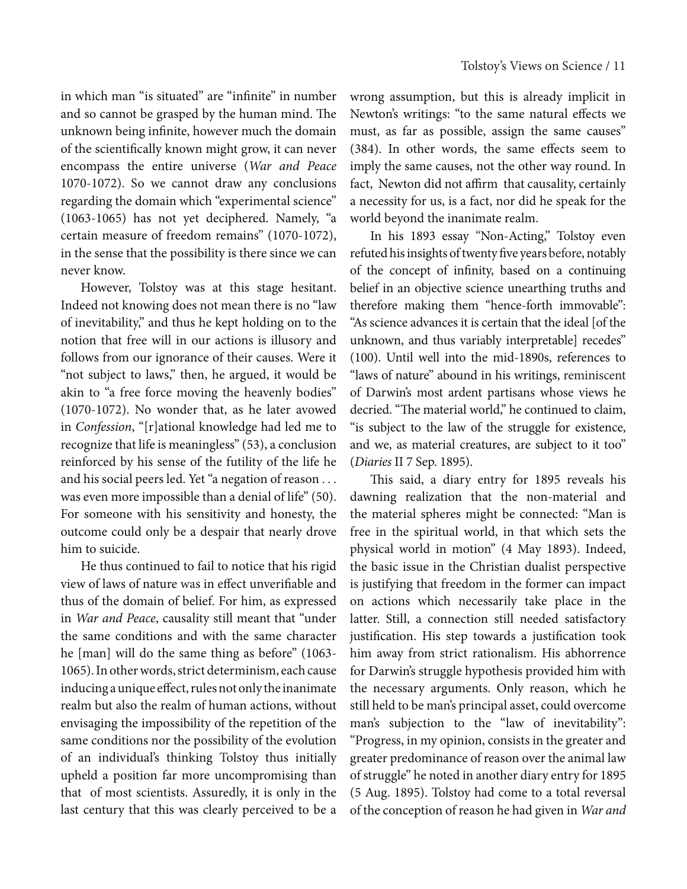in which man "is situated" are "infinite" in number and so cannot be grasped by the human mind. The unknown being infinite, however much the domain of the scientifically known might grow, it can never encompass the entire universe (*War and Peace* 1070-1072). So we cannot draw any conclusions regarding the domain which "experimental science" (1063-1065) has not yet deciphered. Namely, "a certain measure of freedom remains" (1070-1072), in the sense that the possibility is there since we can never know.

However, Tolstoy was at this stage hesitant. Indeed not knowing does not mean there is no "law of inevitability," and thus he kept holding on to the notion that free will in our actions is illusory and follows from our ignorance of their causes. Were it "not subject to laws," then, he argued, it would be akin to "a free force moving the heavenly bodies" (1070-1072). No wonder that, as he later avowed in *Confession*, "[r]ational knowledge had led me to recognize that life is meaningless" (53), a conclusion reinforced by his sense of the futility of the life he and his social peers led. Yet "a negation of reason . . . was even more impossible than a denial of life" (50). For someone with his sensitivity and honesty, the outcome could only be a despair that nearly drove him to suicide.

He thus continued to fail to notice that his rigid view of laws of nature was in effect unverifiable and thus of the domain of belief. For him, as expressed in *War and Peace*, causality still meant that "under the same conditions and with the same character he [man] will do the same thing as before" (1063-1065). In other words, strict determinism, each cause inducing a unique effect, rules not only the inanimate realm but also the realm of human actions, without envisaging the impossibility of the repetition of the same conditions nor the possibility of the evolution of an individual's thinking Tolstoy thus initially upheld a position far more uncompromising than that of most scientists. Assuredly, it is only in the last century that this was clearly perceived to be a wrong assumption, but this is already implicit in Newton's writings: "to the same natural effects we must, as far as possible, assign the same causes" (384). In other words, the same effects seem to imply the same causes, not the other way round. In fact, Newton did not affirm that causality, certainly a necessity for us, is a fact, nor did he speak for the world beyond the inanimate realm.

In his 1893 essay "Non-Acting," Tolstoy even refuted his insights of twenty five years before, notably of the concept of infinity, based on a continuing belief in an objective science unearthing truths and therefore making them "hence-forth immovable": "As science advances it is certain that the ideal [of the unknown, and thus variably interpretable] recedes" (100). Until well into the mid-1890s, references to "laws of nature" abound in his writings, reminiscent of Darwin's most ardent partisans whose views he decried. "The material world," he continued to claim, "is subject to the law of the struggle for existence, and we, as material creatures, are subject to it too" (*Diaries* II 7 Sep. 1895).

This said, a diary entry for 1895 reveals his dawning realization that the non-material and the material spheres might be connected: "Man is free in the spiritual world, in that which sets the physical world in motion" (4 May 1893). Indeed, the basic issue in the Christian dualist perspective is justifying that freedom in the former can impact on actions which necessarily take place in the latter. Still, a connection still needed satisfactory justification. His step towards a justification took him away from strict rationalism. His abhorrence for Darwin's struggle hypothesis provided him with the necessary arguments. Only reason, which he still held to be man's principal asset, could overcome man's subjection to the "law of inevitability": "Progress, in my opinion, consists in the greater and greater predominance of reason over the animal law of struggle" he noted in another diary entry for 1895 (5 Aug. 1895). Tolstoy had come to a total reversal of the conception of reason he had given in *War and*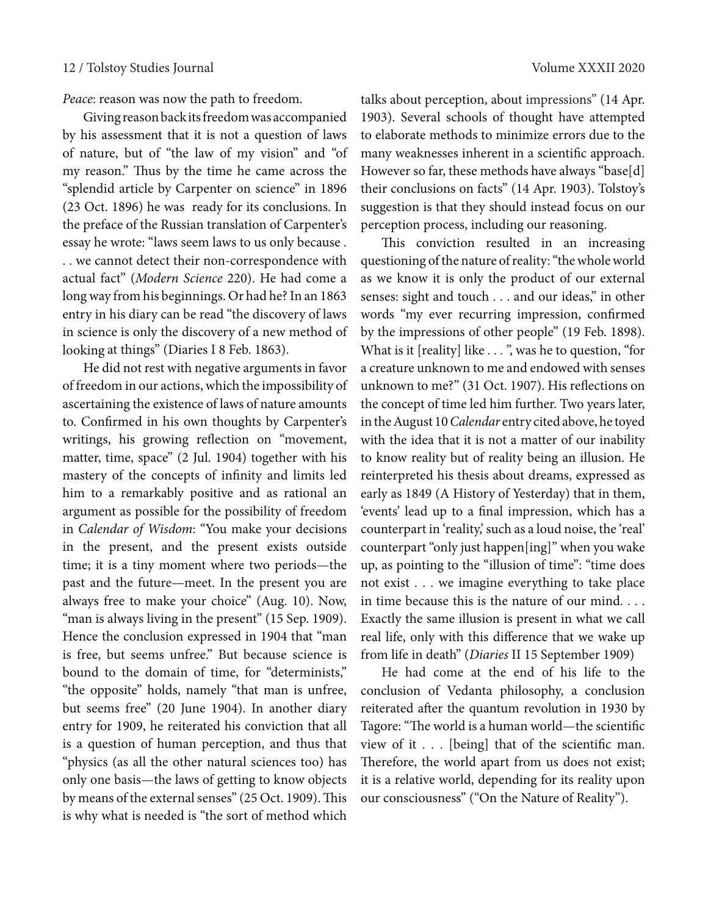*Peace*: reason was now the path to freedom.

Giving reason back its freedom was accompanied by his assessment that it is not a question of laws of nature, but of "the law of my vision" and "of my reason." Thus by the time he came across the "splendid article by Carpenter on science" in 1896 (23 Oct. 1896) he was ready for its conclusions. In the preface of the Russian translation of Carpenter's essay he wrote: "laws seem laws to us only because . . . we cannot detect their non-correspondence with actual fact" (*Modern Science* 220). He had come a long way from his beginnings. Or had he? In an 1863 entry in his diary can be read "the discovery of laws in science is only the discovery of a new method of looking at things" (Diaries I 8 Feb. 1863).

He did not rest with negative arguments in favor of freedom in our actions, which the impossibility of ascertaining the existence of laws of nature amounts to. Confirmed in his own thoughts by Carpenter's writings, his growing reflection on "movement, matter, time, space" (2 Jul. 1904) together with his mastery of the concepts of infinity and limits led him to a remarkably positive and as rational an argument as possible for the possibility of freedom in *Calendar of Wisdom*: "You make your decisions in the present, and the present exists outside time; it is a tiny moment where two periods—the past and the future—meet. In the present you are always free to make your choice" (Aug. 10). Now, "man is always living in the present" (15 Sep. 1909). Hence the conclusion expressed in 1904 that "man is free, but seems unfree." But because science is bound to the domain of time, for "determinists," "the opposite" holds, namely "that man is unfree, but seems free" (20 June 1904). In another diary entry for 1909, he reiterated his conviction that all is a question of human perception, and thus that "physics (as all the other natural sciences too) has only one basis—the laws of getting to know objects by means of the external senses" (25 Oct. 1909). This is why what is needed is "the sort of method which talks about perception, about impressions" (14 Apr. 1903). Several schools of thought have attempted to elaborate methods to minimize errors due to the many weaknesses inherent in a scientific approach. However so far, these methods have always "base[d] their conclusions on facts" (14 Apr. 1903). Tolstoy's suggestion is that they should instead focus on our perception process, including our reasoning.

This conviction resulted in an increasing questioning of the nature of reality: "the whole world as we know it is only the product of our external senses: sight and touch . . . and our ideas," in other words "my ever recurring impression, confirmed by the impressions of other people" (19 Feb. 1898). What is it [reality] like . . . ", was he to question, "for a creature unknown to me and endowed with senses unknown to me?" (31 Oct. 1907). His reflections on the concept of time led him further. Two years later, in the August 10 *Calendar* entry cited above, he toyed with the idea that it is not a matter of our inability to know reality but of reality being an illusion. He reinterpreted his thesis about dreams, expressed as early as 1849 (A History of Yesterday) that in them, 'events' lead up to a final impression, which has a counterpart in 'reality,' such as a loud noise, the 'real' counterpart "only just happen[ing]" when you wake up, as pointing to the "illusion of time": "time does not exist . . . we imagine everything to take place in time because this is the nature of our mind. . . . Exactly the same illusion is present in what we call real life, only with this difference that we wake up from life in death" (*Diaries* II 15 September 1909)

He had come at the end of his life to the conclusion of Vedanta philosophy, a conclusion reiterated after the quantum revolution in 1930 by Tagore: "The world is a human world—the scientific view of it . . . [being] that of the scientific man. Therefore, the world apart from us does not exist; it is a relative world, depending for its reality upon our consciousness" ("On the Nature of Reality").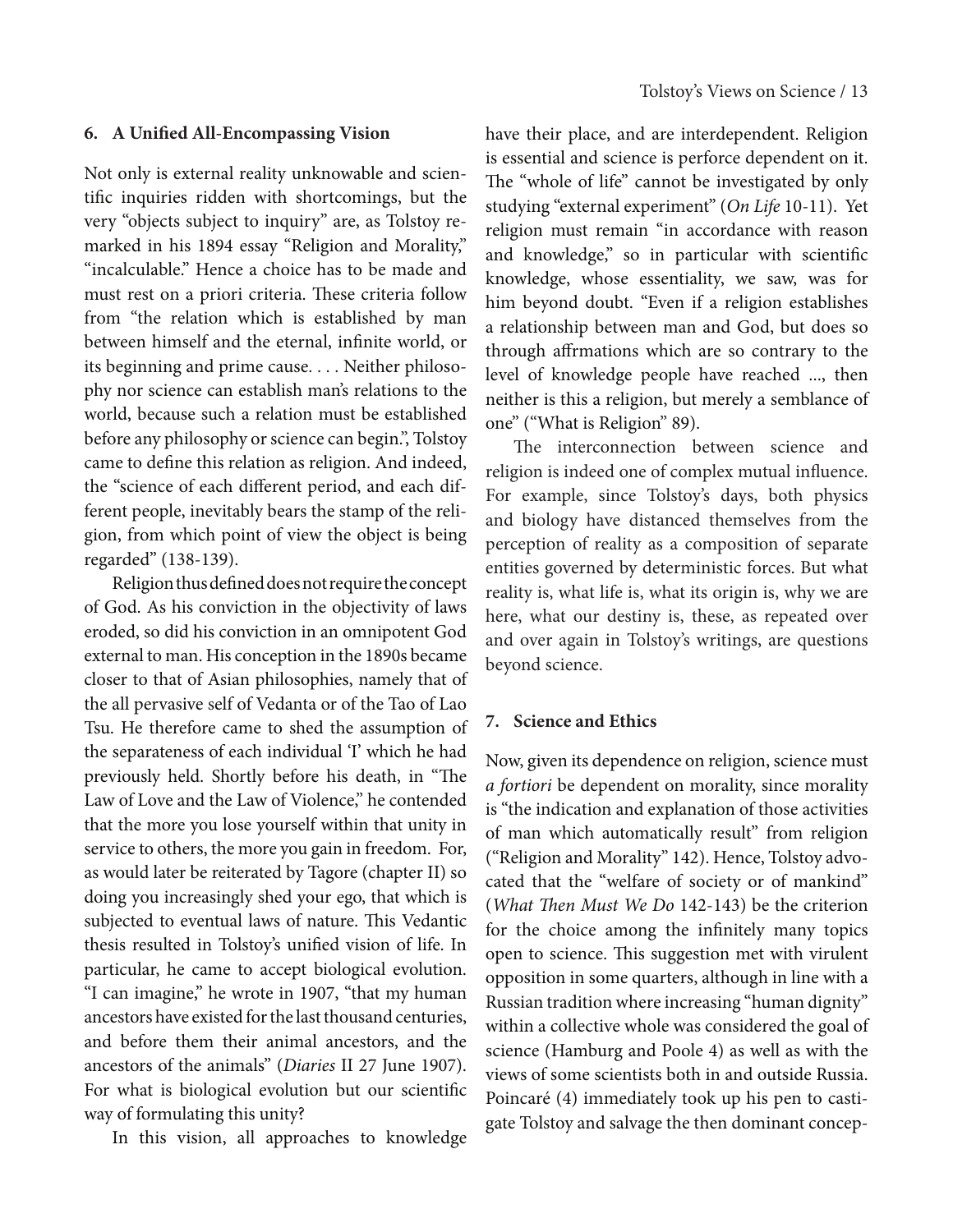## 6. A Unified All-Encompassing Vision

Not only is external reality unknowable and scientific inquiries ridden with shortcomings, but the very "objects subject to inquiry" are, as Tolstoy remarked in his 1894 essay "Religion and Morality," "incalculable." Hence a choice has to be made and must rest on a priori criteria. These criteria follow from "the relation which is established by man between himself and the eternal, infinite world, or its beginning and prime cause. . . . Neither philosophy nor science can establish man's relations to the world, because such a relation must be established before any philosophy or science can begin.", Tolstoy came to define this relation as religion. And indeed, the "science of each different period, and each different people, inevitably bears the stamp of the religion, from which point of view the object is being regarded" (138-139).

Religion thus defined does not require the concept of God. As his conviction in the objectivity of laws eroded, so did his conviction in an omnipotent God external to man. His conception in the 1890s became closer to that of Asian philosophies, namely that of the all pervasive self of Vedanta or of the Tao of Lao Tsu. He therefore came to shed the assumption of the separateness of each individual 'I' which he had previously held. Shortly before his death, in "The Law of Love and the Law of Violence," he contended that the more you lose yourself within that unity in service to others, the more you gain in freedom. For, as would later be reiterated by Tagore (chapter II) so doing you increasingly shed your ego, that which is subjected to eventual laws of nature. This Vedantic thesis resulted in Tolstoy's unified vision of life. In particular, he came to accept biological evolution. "I can imagine," he wrote in 1907, "that my human ancestors have existed for the last thousand centuries, and before them their animal ancestors, and the ancestors of the animals" (*Diaries* II 27 June 1907). For what is biological evolution but our scientific way of formulating this unity?

In this vision, all approaches to knowledge have their place, and are interdependent. Religion is essential and science is perforce dependent on it. The "whole of life" cannot be investigated by only studying "external experiment" (*On Life* 10-11). Yet religion must remain "in accordance with reason and knowledge," so in particular with scientific knowledge, whose essentiality, we saw, was for him beyond doubt. "Even if a religion establishes a relationship between man and God, but does so through affrmations which are so contrary to the level of knowledge people have reached ..., then neither is this a religion, but merely a semblance of one" ("What is Religion" 89).

The interconnection between science and religion is indeed one of complex mutual influence. For example, since Tolstoy's days, both physics and biology have distanced themselves from the perception of reality as a composition of separate entities governed by deterministic forces. But what reality is, what life is, what its origin is, why we are here, what our destiny is, these, as repeated over and over again in Tolstoy's writings, are questions beyond science.

## 7. Science and Ethics

Now, given its dependence on religion, science must *a fortiori* be dependent on morality, since morality is "the indication and explanation of those activities of man which automatically result" from religion ("Religion and Morality" 142). Hence, Tolstoy advocated that the "welfare of society or of mankind" (*What Then Must We Do* 142-143) be the criterion for the choice among the infinitely many topics open to science. This suggestion met with virulent opposition in some quarters, although in line with a Russian tradition where increasing "human dignity" within a collective whole was considered the goal of science (Hamburg and Poole 4) as well as with the views of some scientists both in and outside Russia. Poincaré (4) immediately took up his pen to castigate Tolstoy and salvage the then dominant concep-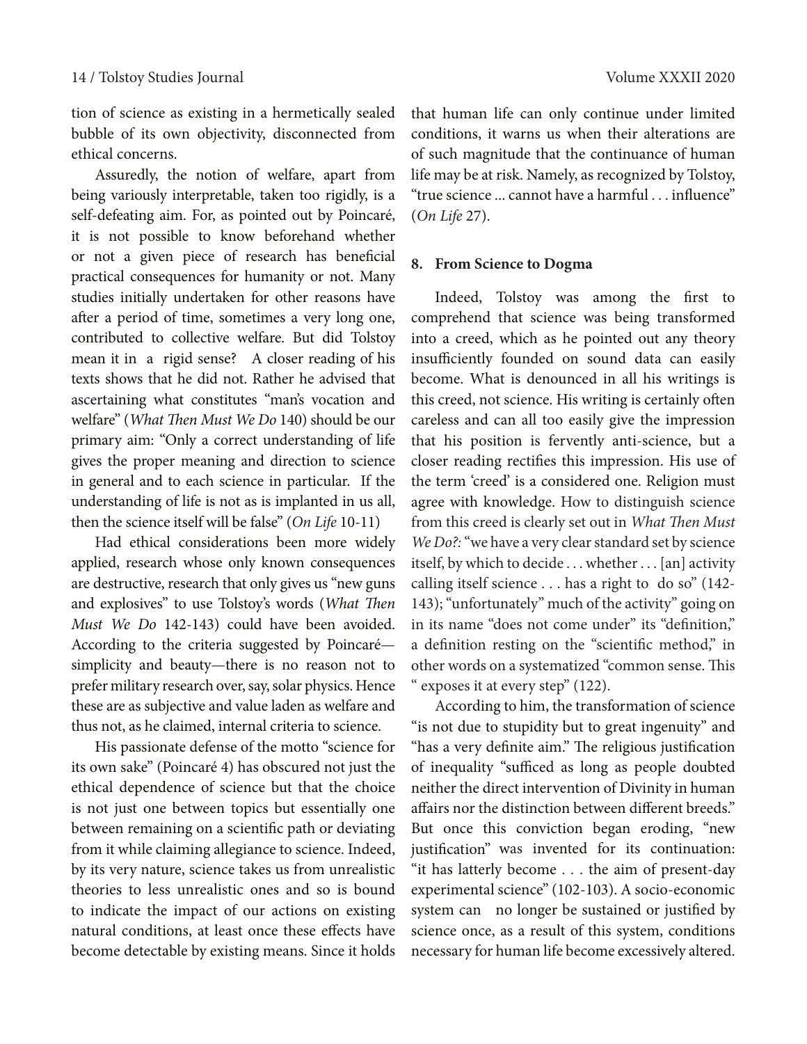tion of science as existing in a hermetically sealed bubble of its own objectivity, disconnected from ethical concerns.

Assuredly, the notion of welfare, apart from being variously interpretable, taken too rigidly, is a self-defeating aim. For, as pointed out by Poincaré, it is not possible to know beforehand whether or not a given piece of research has beneficial practical consequences for humanity or not. Many studies initially undertaken for other reasons have after a period of time, sometimes a very long one, contributed to collective welfare. But did Tolstoy mean it in a rigid sense? A closer reading of his texts shows that he did not. Rather he advised that ascertaining what constitutes "man's vocation and welfare" (*What Then Must We Do* 140) should be our primary aim: "Only a correct understanding of life gives the proper meaning and direction to science in general and to each science in particular. If the understanding of life is not as is implanted in us all, then the science itself will be false" (*On Life* 10-11)

Had ethical considerations been more widely applied, research whose only known consequences are destructive, research that only gives us "new guns and explosives" to use Tolstoy's words (*What Then Must We Do* 142-143) could have been avoided. According to the criteria suggested by Poincaré—simplicity and beauty—there is no reason not to prefer military research over, say, solar physics. Hence these are as subjective and value laden as welfare and thus not, as he claimed, internal criteria to science.

His passionate defense of the motto "science for its own sake" (Poincaré 4) has obscured not just the ethical dependence of science but that the choice is not just one between topics but essentially one between remaining on a scientific path or deviating from it while claiming allegiance to science. Indeed, by its very nature, science takes us from unrealistic theories to less unrealistic ones and so is bound to indicate the impact of our actions on existing natural conditions, at least once these effects have become detectable by existing means. Since it holds that human life can only continue under limited conditions, it warns us when their alterations are of such magnitude that the continuance of human life may be at risk. Namely, as recognized by Tolstoy, "true science ... cannot have a harmful . . . influence" (*On Life* 27).

## 8. From Science to Dogma

Indeed, Tolstoy was among the first to comprehend that science was being transformed into a creed, which as he pointed out any theory insufficiently founded on sound data can easily become. What is denounced in all his writings is this creed, not science. His writing is certainly often careless and can all too easily give the impression that his position is fervently anti-science, but a closer reading rectifies this impression. His use of the term 'creed' is a considered one. Religion must agree with knowledge. How to distinguish science from this creed is clearly set out in *What Then Must We Do?*: "we have a very clear standard set by science itself, by which to decide . . . whether . . . [an] activity calling itself science . . . has a right to do so" (142-143); "unfortunately" much of the activity" going on in its name "does not come under" its "definition," a definition resting on the "scientific method," in other words on a systematized "common sense. This " exposes it at every step" (122).

According to him, the transformation of science "is not due to stupidity but to great ingenuity" and "has a very definite aim." The religious justification of inequality "sufficed as long as people doubted neither the direct intervention of Divinity in human affairs nor the distinction between different breeds." But once this conviction began eroding, "new justification" was invented for its continuation: "it has latterly become . . . the aim of present-day experimental science" (102-103). A socio-economic system can no longer be sustained or justified by science once, as a result of this system, conditions necessary for human life become excessively altered.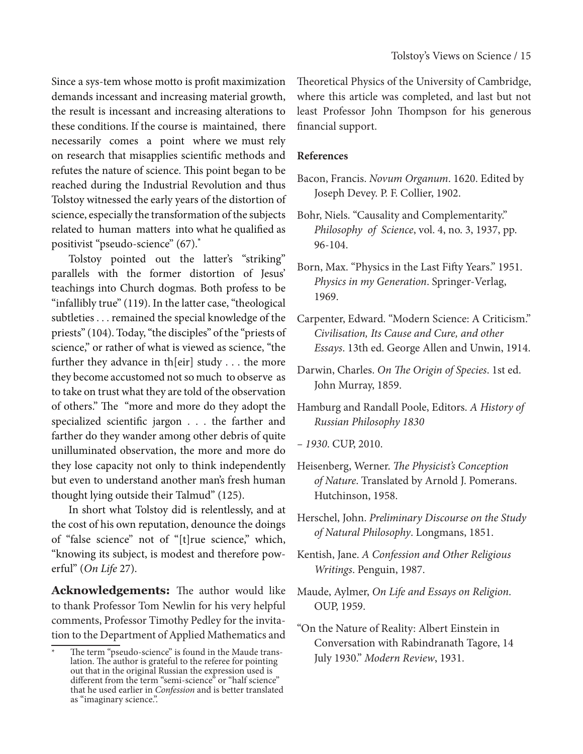Since a sys-tem whose motto is profit maximization demands incessant and increasing material growth, the result is incessant and increasing alterations to these conditions. If the course is maintained, there necessarily comes a point where we must rely on research that misapplies scientific methods and refutes the nature of science. This point began to be reached during the Industrial Revolution and thus Tolstoy witnessed the early years of the distortion of science, especially the transformation of the subjects related to human matters into what he qualified as positivist "pseudo-science" (67).*

Tolstoy pointed out the latter's "striking" parallels with the former distortion of Jesus' teachings into Church dogmas. Both profess to be "infallibly true" (119). In the latter case, "theological subtleties . . . remained the special knowledge of the priests" (104). Today, "the disciples" of the "priests of science," or rather of what is viewed as science, "the further they advance in th[eir] study . . . the more they become accustomed not so much to observe as to take on trust what they are told of the observation of others." The "more and more do they adopt the specialized scientific jargon . . . the farther and farther do they wander among other debris of quite unilluminated observation, the more and more do they lose capacity not only to think independently but even to understand another man's fresh human thought lying outside their Talmud" (125).

In short what Tolstoy did is relentlessly, and at the cost of his own reputation, denounce the doings of "false science" not of "[t]rue science," which, "knowing its subject, is modest and therefore powerful" (*On Life* 27).

**Acknowledgements:** The author would like to thank Professor Tom Newlin for his very helpful comments, Professor Timothy Pedley for the invitation to the Department of Applied Mathematics and Theoretical Physics of the University of Cambridge, where this article was completed, and last but not least Professor John Thompson for his generous financial support.

## References

Bacon, Francis. *Novum Organum*. 1620. Edited by Joseph Devey. P. F. Collier, 1902.

Bohr, Niels. "Causality and Complementarity." *Philosophy of Science*, vol. 4, no. 3, 1937, pp. 96-104.

Born, Max. "Physics in the Last Fifty Years." 1951. *Physics in my Generation*. Springer-Verlag, 1969.

Carpenter, Edward. "Modern Science: A Criticism." *Civilisation, Its Cause and Cure, and other Essays*. 13th ed. George Allen and Unwin, 1914.

Darwin, Charles. *On The Origin of Species*. 1st ed. John Murray, 1859.

Hamburg and Randall Poole, Editors. *A History of Russian Philosophy 1830 – 1930*. CUP, 2010.

Heisenberg, Werner. *The Physicist's Conception of Nature*. Translated by Arnold J. Pomerans. Hutchinson, 1958.

Herschel, John. *Preliminary Discourse on the Study of Natural Philosophy*. Longmans, 1851.

Kentish, Jane. *A Confession and Other Religious Writings*. Penguin, 1987.

Maude, Aylmer, *On Life and Essays on Religion*. OUP, 1959.

"On the Nature of Reality: Albert Einstein in Conversation with Rabindranath Tagore, 14 July 1930." *Modern Review*, 1931.

---

* The term "pseudo-science" is found in the Maude translation. The author is grateful to the referee for pointing out that in the original Russian the expression used is different from the term "semi-science" or "half science" that he used earlier in *Confession* and is better translated as "imaginary science.".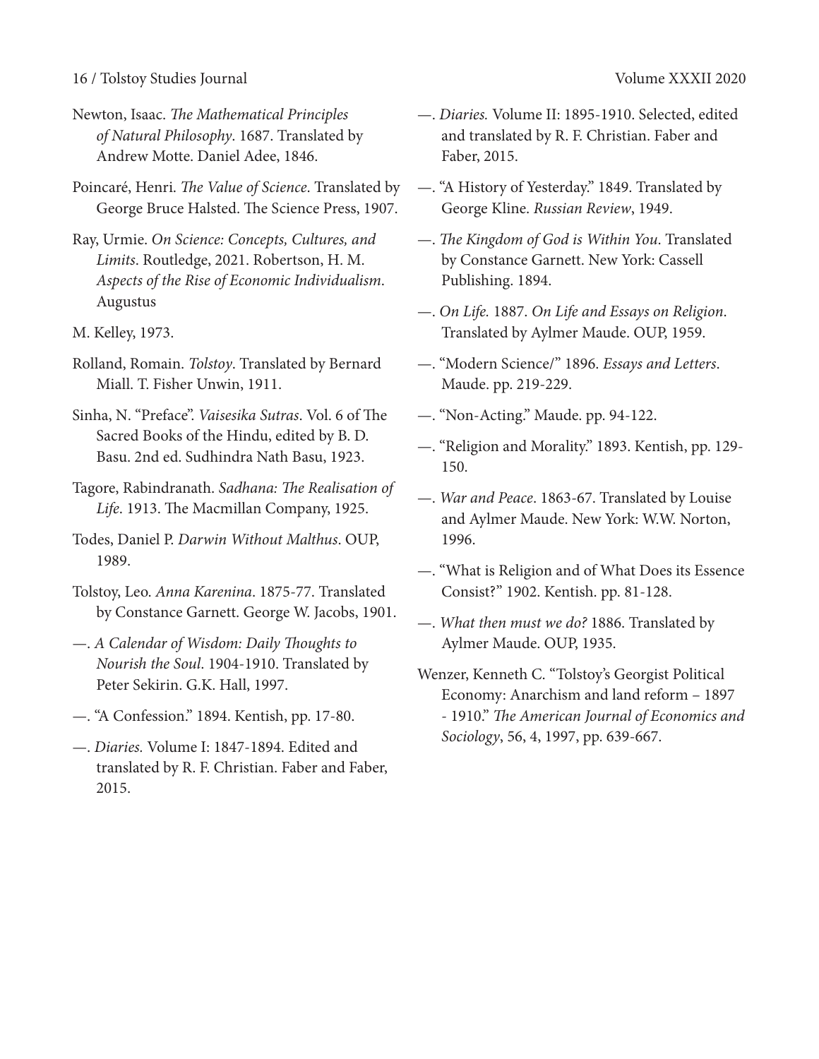Newton, Isaac. *The Mathematical Principles of Natural Philosophy*. 1687. Translated by Andrew Motte. Daniel Adee, 1846.

Poincaré, Henri. *The Value of Science*. Translated by George Bruce Halsted. The Science Press, 1907.

Ray, Urmie. *On Science: Concepts, Cultures, and Limits*. Routledge, 2021. Robertson, H. M. *Aspects of the Rise of Economic Individualism*. Augustus

M. Kelley, 1973.

Rolland, Romain. *Tolstoy*. Translated by Bernard Miall. T. Fisher Unwin, 1911.

Sinha, N. "Preface". *Vaisesika Sutras*. Vol. 6 of The Sacred Books of the Hindu, edited by B. D. Basu. 2nd ed. Sudhindra Nath Basu, 1923.

Tagore, Rabindranath. *Sadhana: The Realisation of Life*. 1913. The Macmillan Company, 1925.

Todes, Daniel P. *Darwin Without Malthus*. OUP, 1989.

Tolstoy, Leo. *Anna Karenina*. 1875-77. Translated by Constance Garnett. George W. Jacobs, 1901.

—. *A Calendar of Wisdom: Daily Thoughts to Nourish the Soul*. 1904-1910. Translated by Peter Sekirin. G.K. Hall, 1997.

—. "A Confession." 1894. Kentish, pp. 17-80.

—. *Diaries.* Volume I: 1847-1894. Edited and translated by R. F. Christian. Faber and Faber, 2015.

—. *Diaries.* Volume II: 1895-1910. Selected, edited and translated by R. F. Christian. Faber and Faber, 2015.

—. "A History of Yesterday." 1849. Translated by George Kline. *Russian Review*, 1949.

—. *The Kingdom of God is Within You*. Translated by Constance Garnett. New York: Cassell Publishing. 1894.

—. *On Life.* 1887. *On Life and Essays on Religion*. Translated by Aylmer Maude. OUP, 1959.

—. "Modern Science/" 1896. *Essays and Letters*. Maude. pp. 219-229.

—. "Non-Acting." Maude. pp. 94-122.

—. "Religion and Morality." 1893. Kentish, pp. 129-150.

—. *War and Peace*. 1863-67. Translated by Louise and Aylmer Maude. New York: W.W. Norton, 1996.

—. "What is Religion and of What Does its Essence Consist?" 1902. Kentish. pp. 81-128.

—. *What then must we do?* 1886. Translated by Aylmer Maude. OUP, 1935.

Wenzer, Kenneth C. "Tolstoy's Georgist Political Economy: Anarchism and land reform – 1897 - 1910." *The American Journal of Economics and Sociology*, 56, 4, 1997, pp. 639-667.